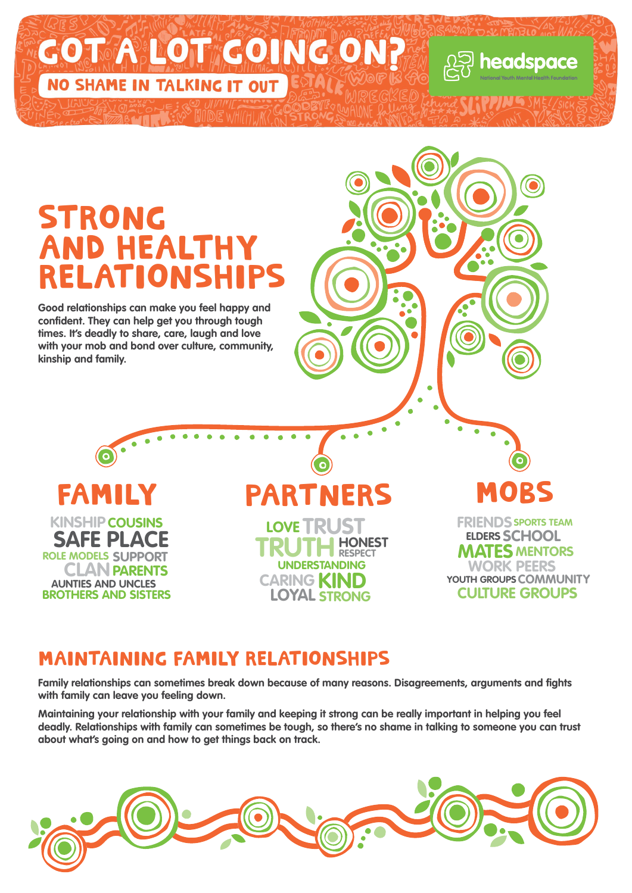# GOT A LOT GOING ON?

**NO SHAME IN TALKING IT OUT**

headspace
National Youth Mental Health Foundation

## STRONG AND HEALTHY RELATIONSHIPS

**Good relationships can make you feel happy and confident. They can help get you through tough times. It's deadly to share, care, laugh and love with your mob and bond over culture, community, kinship and family.**

### FAMILY

KINSHIP COUSINS
SAFE PLACE
ROLE MODELS SUPPORT
CLAN PARENTS
AUNTIES AND UNCLES
BROTHERS AND SISTERS

### PARTNERS

LOVE TRUST
TRUTH HONEST
RESPECT
UNDERSTANDING
CARING KIND
LOYAL STRONG

### MOBS

FRIENDS SPORTS TEAM
ELDERS SCHOOL
MATES MENTORS
WORK PEERS
YOUTH GROUPS COMMUNITY
CULTURE GROUPS

## MAINTAINING FAMILY RELATIONSHIPS

**Family relationships can sometimes break down because of many reasons. Disagreements, arguments and fights with family can leave you feeling down.**

**Maintaining your relationship with your family and keeping it strong can be really important in helping you feel deadly. Relationships with family can sometimes be tough, so there's no shame in talking to someone you can trust about what's going on and how to get things back on track.**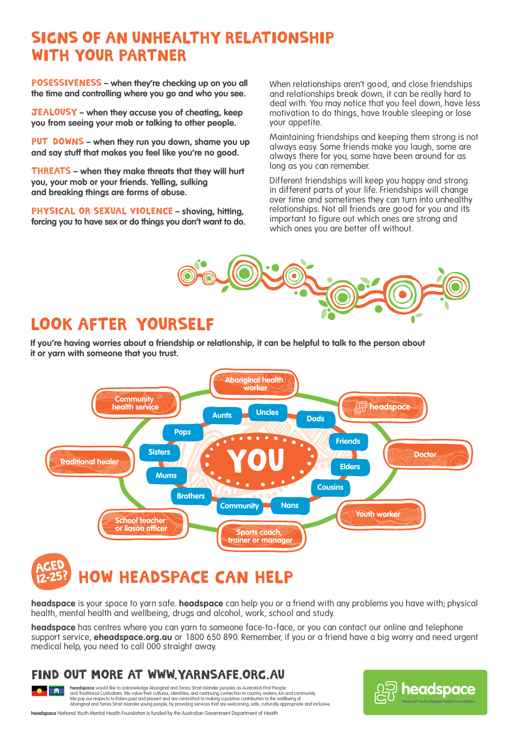# SIGNS OF AN UNHEALTHY RELATIONSHIP WITH YOUR PARTNER

**POSESSIVENESS – when they're checking up on you all the time and controlling where you go and who you see.**

**JEALOUSY – when they accuse you of cheating, keep you from seeing your mob or talking to other people.**

**PUT DOWNS – when they run you down, shame you up and say stuff that makes you feel like you're no good.**

**THREATS – when they make threats that they will hurt you, your mob or your friends. Yelling, sulking and breaking things are forms of abuse.**

**PHYSICAL OR SEXUAL VIOLENCE – shoving, hitting, forcing you to have sex or do things you don't want to do.**

When relationships aren't good, and close friendships and relationships break down, it can be really hard to deal with. You may notice that you feel down, have less motivation to do things, have trouble sleeping or lose your appetite.

Maintaining friendships and keeping them strong is not always easy. Some friends make you laugh, some are always there for you, some have been around for as long as you can remember.

Different friendships will keep you happy and strong in different parts of your life. Friendships will change over time and sometimes they can turn into unhealthy relationships. Not all friends are good for you and it's important to figure out which ones are strong and which ones you are better off without.

# LOOK AFTER YOURSELF

**If you're having worries about a friendship or relationship, it can be helpful to talk to the person about it or yarn with someone that you trust.**

YOU

Aunts
Uncles
Dads
Pops
Friends
Sisters
Elders
Mums
Cousins
Brothers
Community
Nans

Aboriginal health worker
Community health service
headspace
Traditional healer
Doctor
School teacher or liason officer
Youth worker
Sports coach, trainer or manager

# AGED 12-25? HOW HEADSPACE CAN HELP

**headspace** is your space to yarn safe. **headspace** can help you or a friend with any problems you have with; physical health, mental health and wellbeing, drugs and alcohol, work, school and study.

**headspace** has centres where you can yarn to someone face-to-face, or you can contact our online and telephone support service, **eheadspace.org.au** or 1800 650 890. Remember, if you or a friend have a big worry and need urgent medical help, you need to call 000 straight away.

## FIND OUT MORE AT WWW.YARNSAFE.ORG.AU

**headspace** would like to acknowledge Aboriginal and Torres Strait Islander peoples as Australia's First People and Traditional Custodians. We value their cultures, identities, and continuing connection to country, waters, kin and community. We pay our respects to Elders past and present and are committed to making a positive contribution to the wellbeing of Aboriginal and Torres Strait Islander young people, by providing services that are welcoming, safe, culturally appropriate and inclusive.

**headspace** National Youth Mental Health Foundation is funded by the Australian Government Department of Health

headspace
National Youth Mental Health Foundation